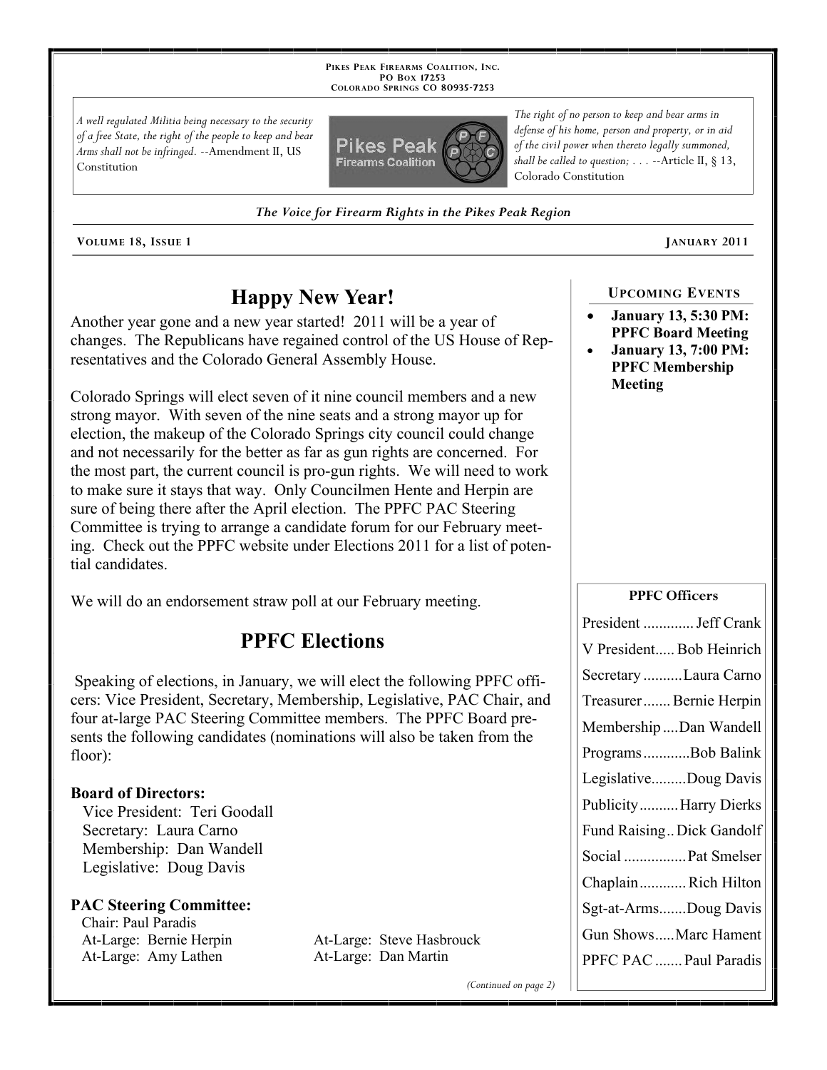**Pikes Peak Firearms Coalition, Inc.**
**PO Box 17253**
**Colorado Springs CO 80935-7253**

*A well regulated Militia being necessary to the security of a free State, the right of the people to keep and bear Arms shall not be infringed.* --Amendment II, US Constitution

*The right of no person to keep and bear arms in defense of his home, person and property, or in aid of the civil power when thereto legally summoned, shall be called to question; . . .* --Article II, § 13, Colorado Constitution

***The Voice for Firearm Rights in the Pikes Peak Region***

**Volume 18, Issue 1** — **January 2011**

## Happy New Year!

Another year gone and a new year started! 2011 will be a year of changes. The Republicans have regained control of the US House of Representatives and the Colorado General Assembly House.

Colorado Springs will elect seven of it nine council members and a new strong mayor. With seven of the nine seats and a strong mayor up for election, the makeup of the Colorado Springs city council could change and not necessarily for the better as far as gun rights are concerned. For the most part, the current council is pro-gun rights. We will need to work to make sure it stays that way. Only Councilmen Hente and Herpin are sure of being there after the April election. The PPFC PAC Steering Committee is trying to arrange a candidate forum for our February meeting. Check out the PPFC website under Elections 2011 for a list of potential candidates.

We will do an endorsement straw poll at our February meeting.

## PPFC Elections

Speaking of elections, in January, we will elect the following PPFC officers: Vice President, Secretary, Membership, Legislative, PAC Chair, and four at-large PAC Steering Committee members. The PPFC Board presents the following candidates (nominations will also be taken from the floor):

**Board of Directors:**

Vice President: Teri Goodall
Secretary: Laura Carno
Membership: Dan Wandell
Legislative: Doug Davis

**PAC Steering Committee:**

Chair: Paul Paradis
At-Large: Bernie Herpin
At-Large: Amy Lathen
At-Large: Steve Hasbrouck
At-Large: Dan Martin

*(Continued on page 2)*

### Upcoming Events

- **January 13, 5:30 PM: PPFC Board Meeting**
- **January 13, 7:00 PM: PPFC Membership Meeting**

### PPFC Officers

| Position | Name |
|---|---|
| President | Jeff Crank |
| V President | Bob Heinrich |
| Secretary | Laura Carno |
| Treasurer | Bernie Herpin |
| Membership | Dan Wandell |
| Programs | Bob Balink |
| Legislative | Doug Davis |
| Publicity | Harry Dierks |
| Fund Raising | Dick Gandolf |
| Social | Pat Smelser |
| Chaplain | Rich Hilton |
| Sgt-at-Arms | Doug Davis |
| Gun Shows | Marc Hament |
| PPFC PAC | Paul Paradis |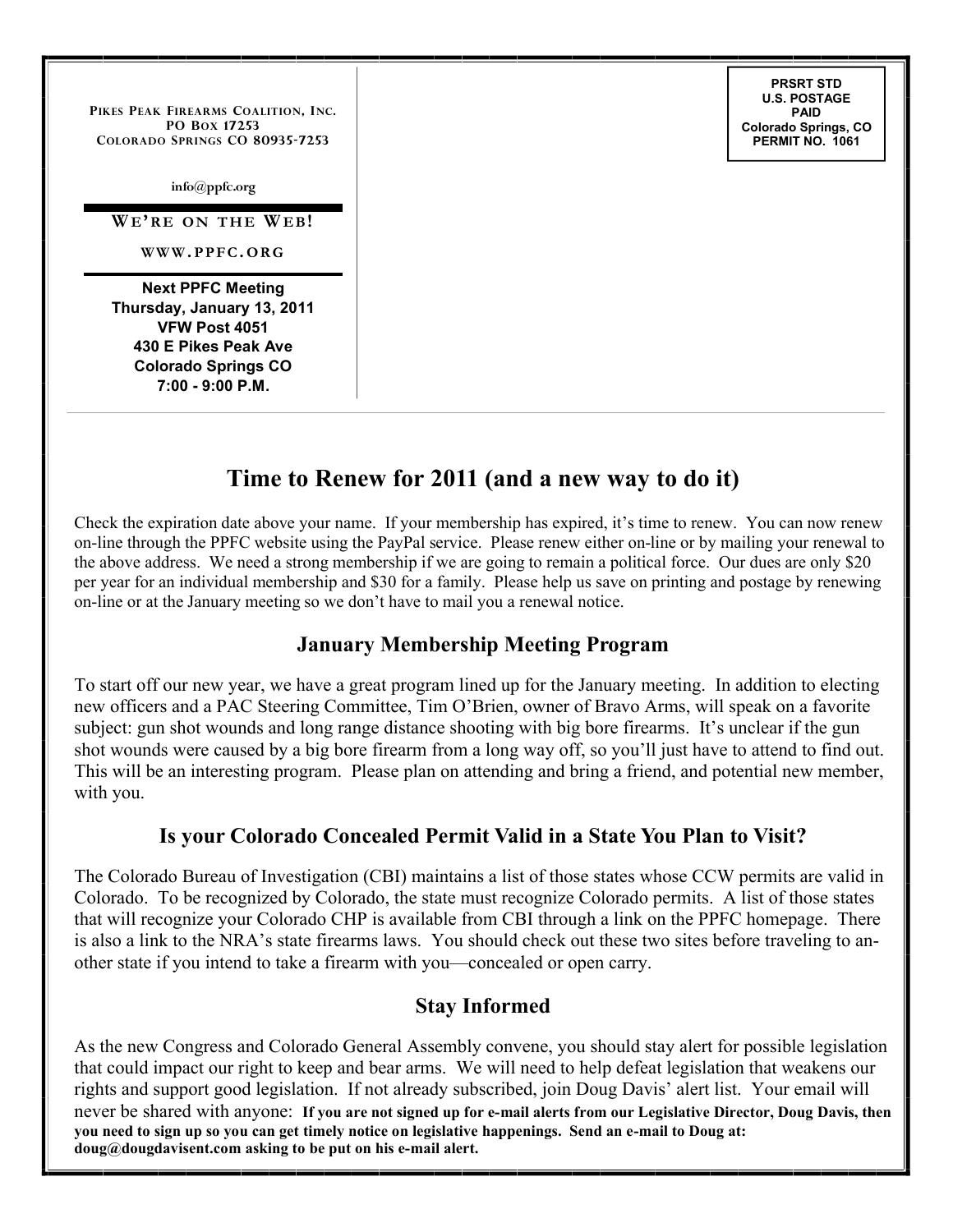PIKES PEAK FIREARMS COALITION, INC.
PO BOX 17253
COLORADO SPRINGS CO 80935-7253

info@ppfc.org

**WE'RE ON THE WEB!**

**WWW.PPFC.ORG**

**Next PPFC Meeting**
**Thursday, January 13, 2011**
**VFW Post 4051**
**430 E Pikes Peak Ave**
**Colorado Springs CO**
**7:00 - 9:00 P.M.**

PRSRT STD
U.S. POSTAGE
PAID
Colorado Springs, CO
PERMIT NO. 1061

## Time to Renew for 2011 (and a new way to do it)

Check the expiration date above your name. If your membership has expired, it's time to renew. You can now renew on-line through the PPFC website using the PayPal service. Please renew either on-line or by mailing your renewal to the above address. We need a strong membership if we are going to remain a political force. Our dues are only $20 per year for an individual membership and $30 for a family. Please help us save on printing and postage by renewing on-line or at the January meeting so we don't have to mail you a renewal notice.

### January Membership Meeting Program

To start off our new year, we have a great program lined up for the January meeting. In addition to electing new officers and a PAC Steering Committee, Tim O'Brien, owner of Bravo Arms, will speak on a favorite subject: gun shot wounds and long range distance shooting with big bore firearms. It's unclear if the gun shot wounds were caused by a big bore firearm from a long way off, so you'll just have to attend to find out. This will be an interesting program. Please plan on attending and bring a friend, and potential new member, with you.

### Is your Colorado Concealed Permit Valid in a State You Plan to Visit?

The Colorado Bureau of Investigation (CBI) maintains a list of those states whose CCW permits are valid in Colorado. To be recognized by Colorado, the state must recognize Colorado permits. A list of those states that will recognize your Colorado CHP is available from CBI through a link on the PPFC homepage. There is also a link to the NRA's state firearms laws. You should check out these two sites before traveling to another state if you intend to take a firearm with you—concealed or open carry.

### Stay Informed

As the new Congress and Colorado General Assembly convene, you should stay alert for possible legislation that could impact our right to keep and bear arms. We will need to help defeat legislation that weakens our rights and support good legislation. If not already subscribed, join Doug Davis' alert list. Your email will never be shared with anyone: **If you are not signed up for e-mail alerts from our Legislative Director, Doug Davis, then you need to sign up so you can get timely notice on legislative happenings. Send an e-mail to Doug at: doug@dougdavisent.com asking to be put on his e-mail alert.**